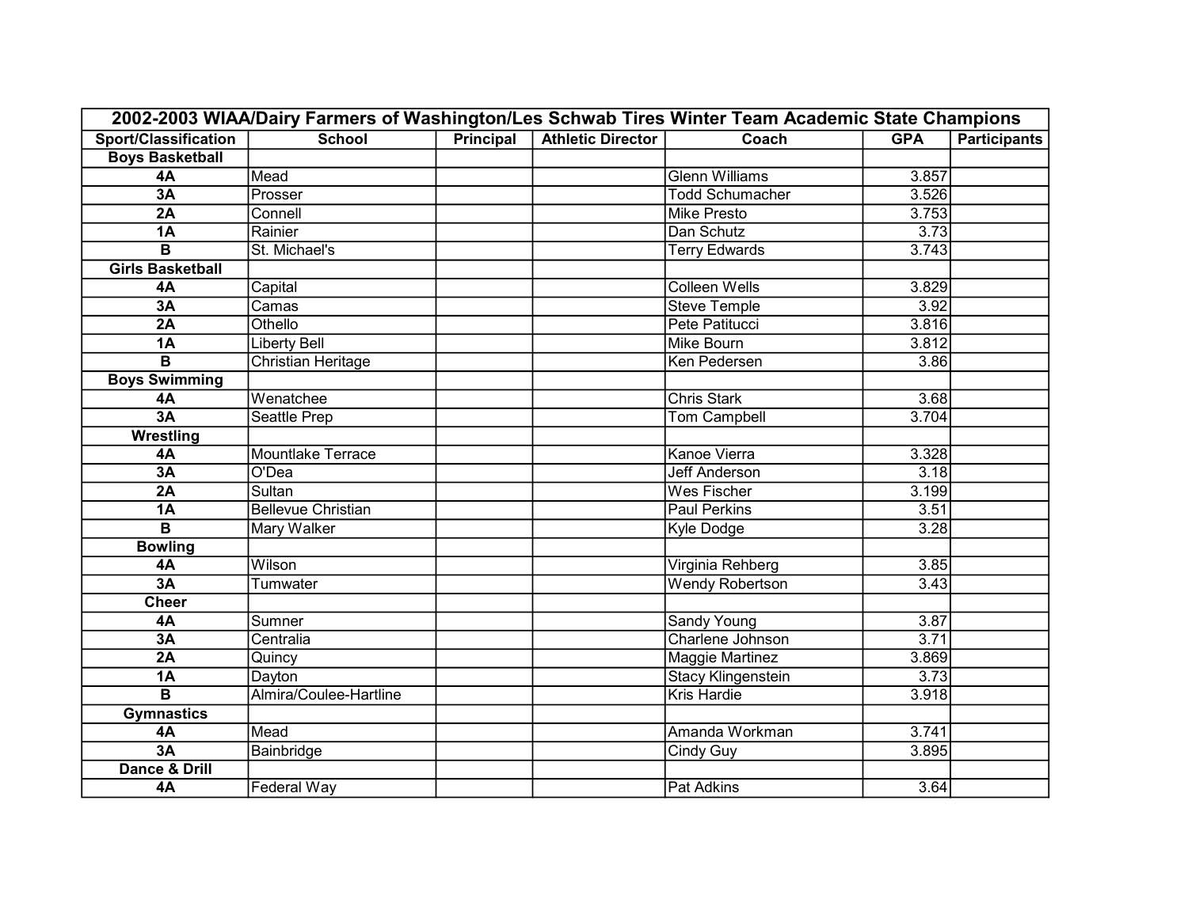# 2002-2003 WIAA/Dairy Farmers of Washington/Les Schwab Tires Winter Team Academic State Champions

| Sport/Classification | School | Principal | Athletic Director | Coach | GPA | Participants |
|---|---|---|---|---|---|---|
| **Boys Basketball** | | | | | | |
| **4A** | Mead | | | Glenn Williams | 3.857 | |
| **3A** | Prosser | | | Todd Schumacher | 3.526 | |
| **2A** | Connell | | | Mike Presto | 3.753 | |
| **1A** | Rainier | | | Dan Schutz | 3.73 | |
| **B** | St. Michael's | | | Terry Edwards | 3.743 | |
| **Girls Basketball** | | | | | | |
| **4A** | Capital | | | Colleen Wells | 3.829 | |
| **3A** | Camas | | | Steve Temple | 3.92 | |
| **2A** | Othello | | | Pete Patitucci | 3.816 | |
| **1A** | Liberty Bell | | | Mike Bourn | 3.812 | |
| **B** | Christian Heritage | | | Ken Pedersen | 3.86 | |
| **Boys Swimming** | | | | | | |
| **4A** | Wenatchee | | | Chris Stark | 3.68 | |
| **3A** | Seattle Prep | | | Tom Campbell | 3.704 | |
| **Wrestling** | | | | | | |
| **4A** | Mountlake Terrace | | | Kanoe Vierra | 3.328 | |
| **3A** | O'Dea | | | Jeff Anderson | 3.18 | |
| **2A** | Sultan | | | Wes Fischer | 3.199 | |
| **1A** | Bellevue Christian | | | Paul Perkins | 3.51 | |
| **B** | Mary Walker | | | Kyle Dodge | 3.28 | |
| **Bowling** | | | | | | |
| **4A** | Wilson | | | Virginia Rehberg | 3.85 | |
| **3A** | Tumwater | | | Wendy Robertson | 3.43 | |
| **Cheer** | | | | | | |
| **4A** | Sumner | | | Sandy Young | 3.87 | |
| **3A** | Centralia | | | Charlene Johnson | 3.71 | |
| **2A** | Quincy | | | Maggie Martinez | 3.869 | |
| **1A** | Dayton | | | Stacy Klingenstein | 3.73 | |
| **B** | Almira/Coulee-Hartline | | | Kris Hardie | 3.918 | |
| **Gymnastics** | | | | | | |
| **4A** | Mead | | | Amanda Workman | 3.741 | |
| **3A** | Bainbridge | | | Cindy Guy | 3.895 | |
| **Dance & Drill** | | | | | | |
| **4A** | Federal Way | | | Pat Adkins | 3.64 | |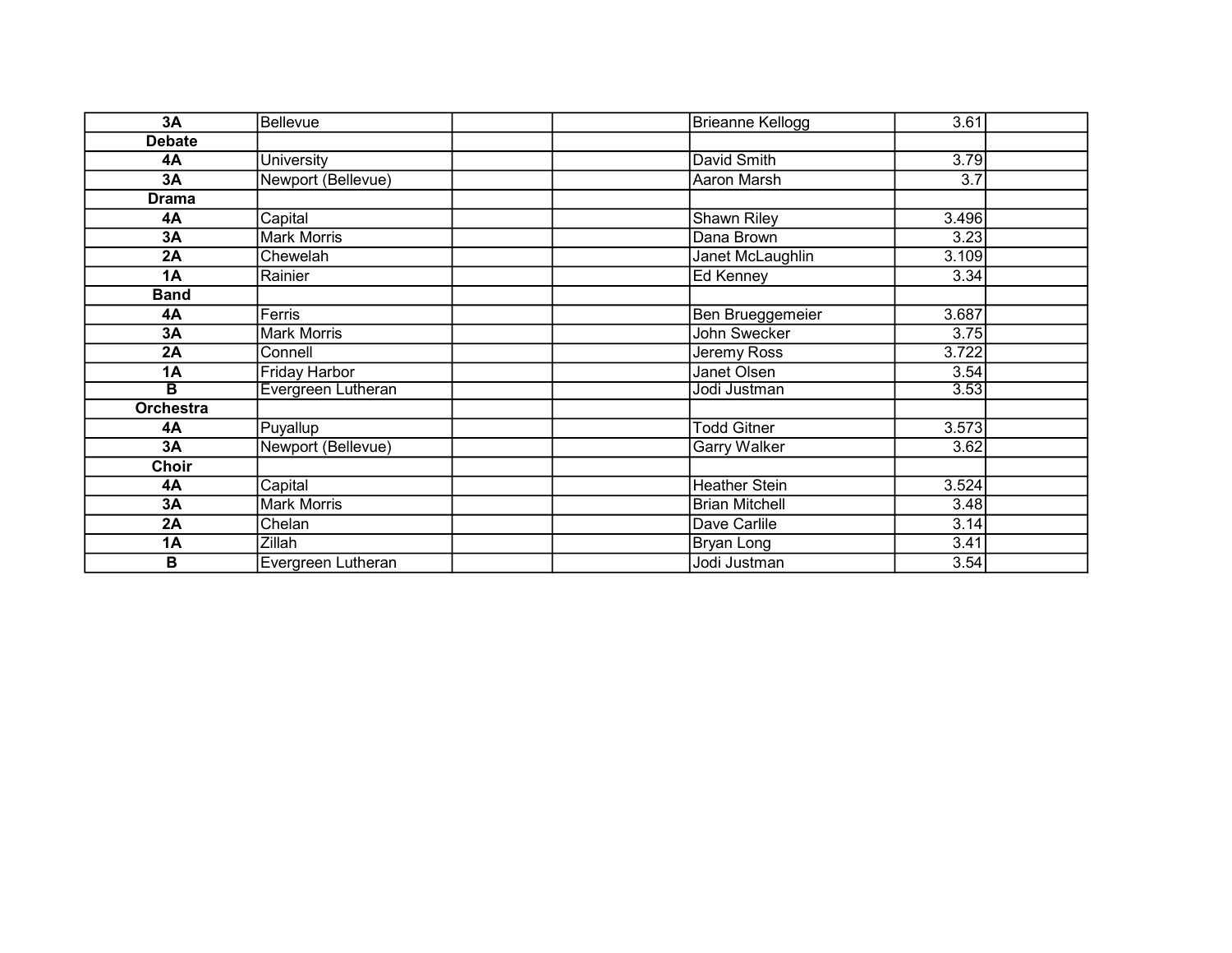| | | | | | | |
|---|---|---|---|---|---|---|
| **3A** | Bellevue | | | Brieanne Kellogg | 3.61 | |
| **Debate** | | | | | | |
| **4A** | University | | | David Smith | 3.79 | |
| **3A** | Newport (Bellevue) | | | Aaron Marsh | 3.7 | |
| **Drama** | | | | | | |
| **4A** | Capital | | | Shawn Riley | 3.496 | |
| **3A** | Mark Morris | | | Dana Brown | 3.23 | |
| **2A** | Chewelah | | | Janet McLaughlin | 3.109 | |
| **1A** | Rainier | | | Ed Kenney | 3.34 | |
| **Band** | | | | | | |
| **4A** | Ferris | | | Ben Brueggemeier | 3.687 | |
| **3A** | Mark Morris | | | John Swecker | 3.75 | |
| **2A** | Connell | | | Jeremy Ross | 3.722 | |
| **1A** | Friday Harbor | | | Janet Olsen | 3.54 | |
| **B** | Evergreen Lutheran | | | Jodi Justman | 3.53 | |
| **Orchestra** | | | | | | |
| **4A** | Puyallup | | | Todd Gitner | 3.573 | |
| **3A** | Newport (Bellevue) | | | Garry Walker | 3.62 | |
| **Choir** | | | | | | |
| **4A** | Capital | | | Heather Stein | 3.524 | |
| **3A** | Mark Morris | | | Brian Mitchell | 3.48 | |
| **2A** | Chelan | | | Dave Carlile | 3.14 | |
| **1A** | Zillah | | | Bryan Long | 3.41 | |
| **B** | Evergreen Lutheran | | | Jodi Justman | 3.54 | |